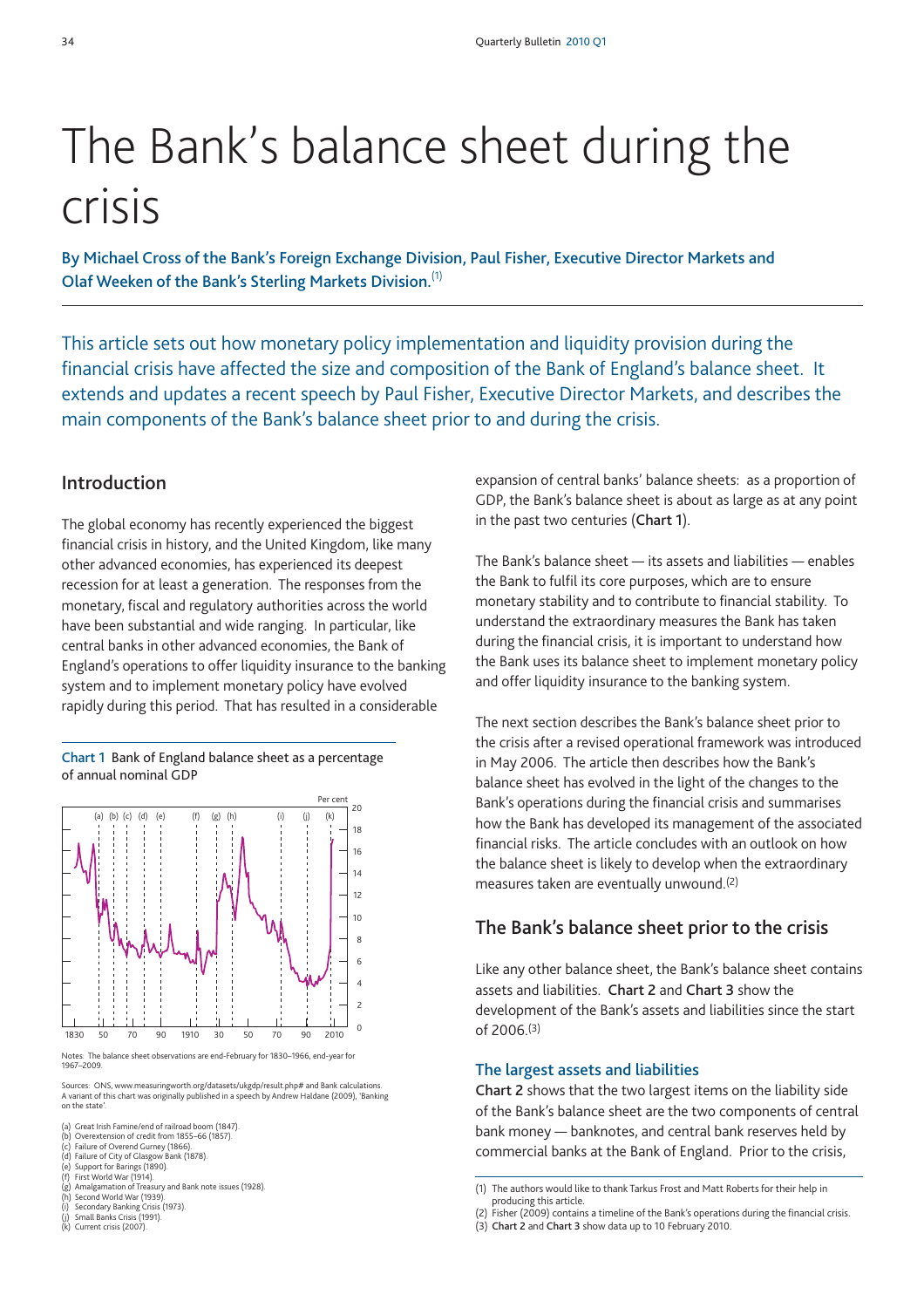# The Bank's balance sheet during the crisis

**By Michael Cross of the Bank's Foreign Exchange Division, Paul Fisher, Executive Director Markets and Olaf Weeken of the Bank's Sterling Markets Division.**[1]

This article sets out how monetary policy implementation and liquidity provision during the financial crisis have affected the size and composition of the Bank of England's balance sheet. It extends and updates a recent speech by Paul Fisher, Executive Director Markets, and describes the main components of the Bank's balance sheet prior to and during the crisis.

## Introduction

The global economy has recently experienced the biggest financial crisis in history, and the United Kingdom, like many other advanced economies, has experienced its deepest recession for at least a generation. The responses from the monetary, fiscal and regulatory authorities across the world have been substantial and wide ranging. In particular, like central banks in other advanced economies, the Bank of England's operations to offer liquidity insurance to the banking system and to implement monetary policy have evolved rapidly during this period. That has resulted in a considerable expansion of central banks' balance sheets: as a proportion of GDP, the Bank's balance sheet is about as large as at any point in the past two centuries (**Chart 1**).

**Chart 1** Bank of England balance sheet as a percentage of annual nominal GDP

Notes: The balance sheet observations are end-February for 1830–1966, end-year for 1967–2009.

Sources: ONS, www.measuringworth.org/datasets/ukgdp/result.php# and Bank calculations. A variant of this chart was originally published in a speech by Andrew Haldane (2009), 'Banking on the state'.

(a) Great Irish Famine/end of railroad boom (1847).
(b) Overextension of credit from 1855–66 (1857).
(c) Failure of Overend Gurney (1866).
(d) Failure of City of Glasgow Bank (1878).
(e) Support for Barings (1890).
(f) First World War (1914).
(g) Amalgamation of Treasury and Bank note issues (1928).
(h) Second World War (1939).
(i) Secondary Banking Crisis (1973).
(j) Small Banks Crisis (1991).
(k) Current crisis (2007).

The Bank's balance sheet — its assets and liabilities — enables the Bank to fulfil its core purposes, which are to ensure monetary stability and to contribute to financial stability. To understand the extraordinary measures the Bank has taken during the financial crisis, it is important to understand how the Bank uses its balance sheet to implement monetary policy and offer liquidity insurance to the banking system.

The next section describes the Bank's balance sheet prior to the crisis after a revised operational framework was introduced in May 2006. The article then describes how the Bank's balance sheet has evolved in the light of the changes to the Bank's operations during the financial crisis and summarises how the Bank has developed its management of the associated financial risks. The article concludes with an outlook on how the balance sheet is likely to develop when the extraordinary measures taken are eventually unwound.[2]

## The Bank's balance sheet prior to the crisis

Like any other balance sheet, the Bank's balance sheet contains assets and liabilities. **Chart 2** and **Chart 3** show the development of the Bank's assets and liabilities since the start of 2006.[3]

### The largest assets and liabilities

**Chart 2** shows that the two largest items on the liability side of the Bank's balance sheet are the two components of central bank money — banknotes, and central bank reserves held by commercial banks at the Bank of England. Prior to the crisis,

(1) The authors would like to thank Tarkus Frost and Matt Roberts for their help in producing this article.
(2) Fisher (2009) contains a timeline of the Bank's operations during the financial crisis.
(3) **Chart 2** and **Chart 3** show data up to 10 February 2010.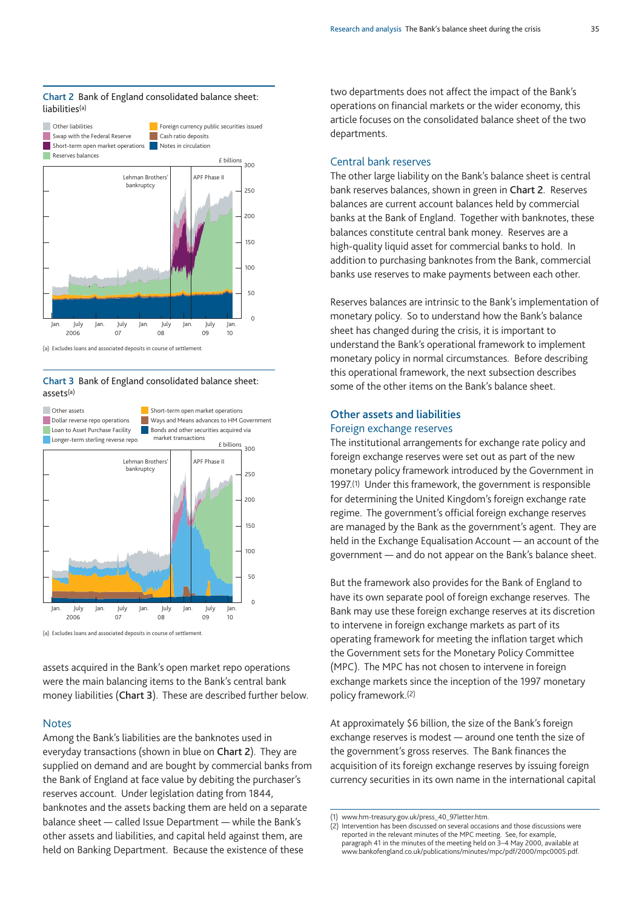**Chart 2** Bank of England consolidated balance sheet: liabilities(a)

(a) Excludes loans and associated deposits in course of settlement.

**Chart 3** Bank of England consolidated balance sheet: assets(a)

(a) Excludes loans and associated deposits in course of settlement.

assets acquired in the Bank's open market repo operations were the main balancing items to the Bank's central bank money liabilities (**Chart 3**). These are described further below.

## Notes

Among the Bank's liabilities are the banknotes used in everyday transactions (shown in blue on **Chart 2**). They are supplied on demand and are bought by commercial banks from the Bank of England at face value by debiting the purchaser's reserves account. Under legislation dating from 1844, banknotes and the assets backing them are held on a separate balance sheet — called Issue Department — while the Bank's other assets and liabilities, and capital held against them, are held on Banking Department. Because the existence of these two departments does not affect the impact of the Bank's operations on financial markets or the wider economy, this article focuses on the consolidated balance sheet of the two departments.

## Central bank reserves

The other large liability on the Bank's balance sheet is central bank reserves balances, shown in green in **Chart 2**. Reserves balances are current account balances held by commercial banks at the Bank of England. Together with banknotes, these balances constitute central bank money. Reserves are a high-quality liquid asset for commercial banks to hold. In addition to purchasing banknotes from the Bank, commercial banks use reserves to make payments between each other.

Reserves balances are intrinsic to the Bank's implementation of monetary policy. So to understand how the Bank's balance sheet has changed during the crisis, it is important to understand the Bank's operational framework to implement monetary policy in normal circumstances. Before describing this operational framework, the next subsection describes some of the other items on the Bank's balance sheet.

## Other assets and liabilities

### Foreign exchange reserves

The institutional arrangements for exchange rate policy and foreign exchange reserves were set out as part of the new monetary policy framework introduced by the Government in 1997.[1] Under this framework, the government is responsible for determining the United Kingdom's foreign exchange rate regime. The government's official foreign exchange reserves are managed by the Bank as the government's agent. They are held in the Exchange Equalisation Account — an account of the government — and do not appear on the Bank's balance sheet.

But the framework also provides for the Bank of England to have its own separate pool of foreign exchange reserves. The Bank may use these foreign exchange reserves at its discretion to intervene in foreign exchange markets as part of its operating framework for meeting the inflation target which the Government sets for the Monetary Policy Committee (MPC). The MPC has not chosen to intervene in foreign exchange markets since the inception of the 1997 monetary policy framework.[2]

At approximately \$6 billion, the size of the Bank's foreign exchange reserves is modest — around one tenth the size of the government's gross reserves. The Bank finances the acquisition of its foreign exchange reserves by issuing foreign currency securities in its own name in the international capital

(1) www.hm-treasury.gov.uk/press_40_97letter.htm.
(2) Intervention has been discussed on several occasions and those discussions were reported in the relevant minutes of the MPC meeting. See, for example, paragraph 41 in the minutes of the meeting held on 3–4 May 2000, available at www.bankofengland.co.uk/publications/minutes/mpc/pdf/2000/mpc0005.pdf.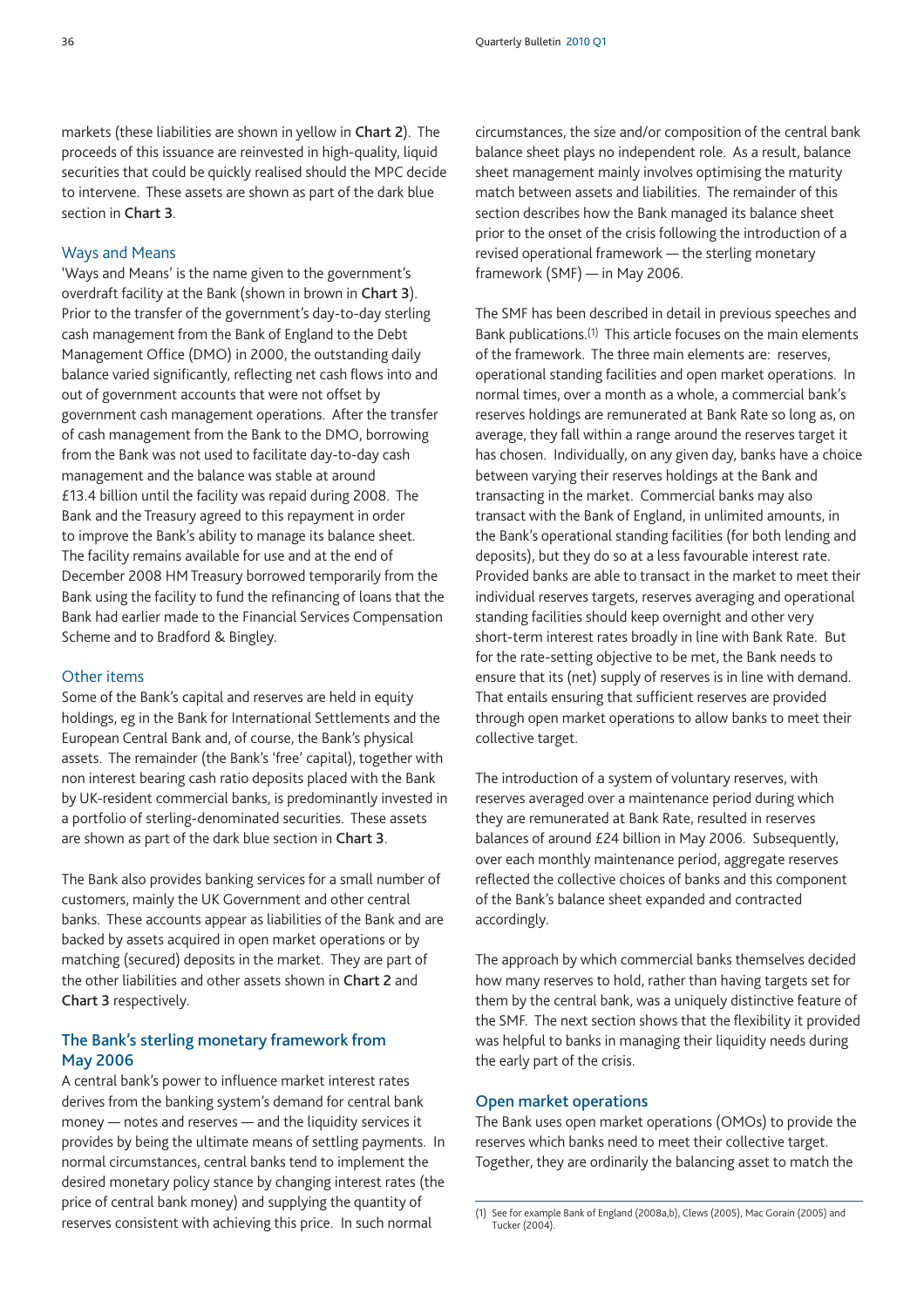markets (these liabilities are shown in yellow in **Chart 2**). The proceeds of this issuance are reinvested in high-quality, liquid securities that could be quickly realised should the MPC decide to intervene. These assets are shown as part of the dark blue section in **Chart 3**.

### Ways and Means

'Ways and Means' is the name given to the government's overdraft facility at the Bank (shown in brown in **Chart 3**). Prior to the transfer of the government's day-to-day sterling cash management from the Bank of England to the Debt Management Office (DMO) in 2000, the outstanding daily balance varied significantly, reflecting net cash flows into and out of government accounts that were not offset by government cash management operations. After the transfer of cash management from the Bank to the DMO, borrowing from the Bank was not used to facilitate day-to-day cash management and the balance was stable at around £13.4 billion until the facility was repaid during 2008. The Bank and the Treasury agreed to this repayment in order to improve the Bank's ability to manage its balance sheet. The facility remains available for use and at the end of December 2008 HM Treasury borrowed temporarily from the Bank using the facility to fund the refinancing of loans that the Bank had earlier made to the Financial Services Compensation Scheme and to Bradford & Bingley.

### Other items

Some of the Bank's capital and reserves are held in equity holdings, eg in the Bank for International Settlements and the European Central Bank and, of course, the Bank's physical assets. The remainder (the Bank's 'free' capital), together with non interest bearing cash ratio deposits placed with the Bank by UK-resident commercial banks, is predominantly invested in a portfolio of sterling-denominated securities. These assets are shown as part of the dark blue section in **Chart 3**.

The Bank also provides banking services for a small number of customers, mainly the UK Government and other central banks. These accounts appear as liabilities of the Bank and are backed by assets acquired in open market operations or by matching (secured) deposits in the market. They are part of the other liabilities and other assets shown in **Chart 2** and **Chart 3** respectively.

## The Bank's sterling monetary framework from May 2006

A central bank's power to influence market interest rates derives from the banking system's demand for central bank money — notes and reserves — and the liquidity services it provides by being the ultimate means of settling payments. In normal circumstances, central banks tend to implement the desired monetary policy stance by changing interest rates (the price of central bank money) and supplying the quantity of reserves consistent with achieving this price. In such normal circumstances, the size and/or composition of the central bank balance sheet plays no independent role. As a result, balance sheet management mainly involves optimising the maturity match between assets and liabilities. The remainder of this section describes how the Bank managed its balance sheet prior to the onset of the crisis following the introduction of a revised operational framework — the sterling monetary framework (SMF) — in May 2006.

The SMF has been described in detail in previous speeches and Bank publications.[1] This article focuses on the main elements of the framework. The three main elements are: reserves, operational standing facilities and open market operations. In normal times, over a month as a whole, a commercial bank's reserves holdings are remunerated at Bank Rate so long as, on average, they fall within a range around the reserves target it has chosen. Individually, on any given day, banks have a choice between varying their reserves holdings at the Bank and transacting in the market. Commercial banks may also transact with the Bank of England, in unlimited amounts, in the Bank's operational standing facilities (for both lending and deposits), but they do so at a less favourable interest rate. Provided banks are able to transact in the market to meet their individual reserves targets, reserves averaging and operational standing facilities should keep overnight and other very short-term interest rates broadly in line with Bank Rate. But for the rate-setting objective to be met, the Bank needs to ensure that its (net) supply of reserves is in line with demand. That entails ensuring that sufficient reserves are provided through open market operations to allow banks to meet their collective target.

The introduction of a system of voluntary reserves, with reserves averaged over a maintenance period during which they are remunerated at Bank Rate, resulted in reserves balances of around £24 billion in May 2006. Subsequently, over each monthly maintenance period, aggregate reserves reflected the collective choices of banks and this component of the Bank's balance sheet expanded and contracted accordingly.

The approach by which commercial banks themselves decided how many reserves to hold, rather than having targets set for them by the central bank, was a uniquely distinctive feature of the SMF. The next section shows that the flexibility it provided was helpful to banks in managing their liquidity needs during the early part of the crisis.

### Open market operations

The Bank uses open market operations (OMOs) to provide the reserves which banks need to meet their collective target. Together, they are ordinarily the balancing asset to match the

(1) See for example Bank of England (2008a,b), Clews (2005), Mac Gorain (2005) and Tucker (2004).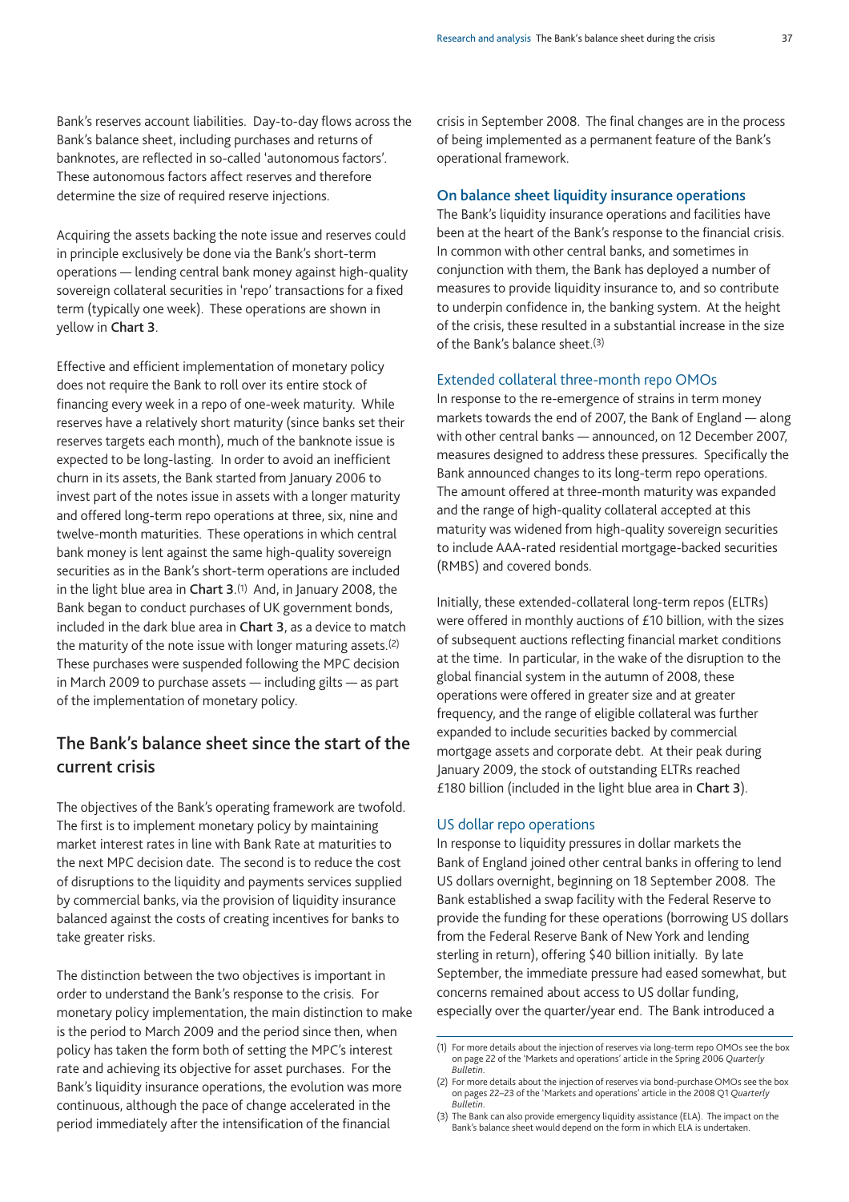Bank's reserves account liabilities. Day-to-day flows across the Bank's balance sheet, including purchases and returns of banknotes, are reflected in so-called 'autonomous factors'. These autonomous factors affect reserves and therefore determine the size of required reserve injections.

Acquiring the assets backing the note issue and reserves could in principle exclusively be done via the Bank's short-term operations — lending central bank money against high-quality sovereign collateral securities in 'repo' transactions for a fixed term (typically one week). These operations are shown in yellow in **Chart 3**.

Effective and efficient implementation of monetary policy does not require the Bank to roll over its entire stock of financing every week in a repo of one-week maturity. While reserves have a relatively short maturity (since banks set their reserves targets each month), much of the banknote issue is expected to be long-lasting. In order to avoid an inefficient churn in its assets, the Bank started from January 2006 to invest part of the notes issue in assets with a longer maturity and offered long-term repo operations at three, six, nine and twelve-month maturities. These operations in which central bank money is lent against the same high-quality sovereign securities as in the Bank's short-term operations are included in the light blue area in **Chart 3**.[1] And, in January 2008, the Bank began to conduct purchases of UK government bonds, included in the dark blue area in **Chart 3**, as a device to match the maturity of the note issue with longer maturing assets.[2] These purchases were suspended following the MPC decision in March 2009 to purchase assets — including gilts — as part of the implementation of monetary policy.

## The Bank's balance sheet since the start of the current crisis

The objectives of the Bank's operating framework are twofold. The first is to implement monetary policy by maintaining market interest rates in line with Bank Rate at maturities to the next MPC decision date. The second is to reduce the cost of disruptions to the liquidity and payments services supplied by commercial banks, via the provision of liquidity insurance balanced against the costs of creating incentives for banks to take greater risks.

The distinction between the two objectives is important in order to understand the Bank's response to the crisis. For monetary policy implementation, the main distinction to make is the period to March 2009 and the period since then, when policy has taken the form both of setting the MPC's interest rate and achieving its objective for asset purchases. For the Bank's liquidity insurance operations, the evolution was more continuous, although the pace of change accelerated in the period immediately after the intensification of the financial crisis in September 2008. The final changes are in the process of being implemented as a permanent feature of the Bank's operational framework.

### On balance sheet liquidity insurance operations

The Bank's liquidity insurance operations and facilities have been at the heart of the Bank's response to the financial crisis. In common with other central banks, and sometimes in conjunction with them, the Bank has deployed a number of measures to provide liquidity insurance to, and so contribute to underpin confidence in, the banking system. At the height of the crisis, these resulted in a substantial increase in the size of the Bank's balance sheet.[3]

#### Extended collateral three-month repo OMOs

In response to the re-emergence of strains in term money markets towards the end of 2007, the Bank of England — along with other central banks — announced, on 12 December 2007, measures designed to address these pressures. Specifically the Bank announced changes to its long-term repo operations. The amount offered at three-month maturity was expanded and the range of high-quality collateral accepted at this maturity was widened from high-quality sovereign securities to include AAA-rated residential mortgage-backed securities (RMBS) and covered bonds.

Initially, these extended-collateral long-term repos (ELTRs) were offered in monthly auctions of £10 billion, with the sizes of subsequent auctions reflecting financial market conditions at the time. In particular, in the wake of the disruption to the global financial system in the autumn of 2008, these operations were offered in greater size and at greater frequency, and the range of eligible collateral was further expanded to include securities backed by commercial mortgage assets and corporate debt. At their peak during January 2009, the stock of outstanding ELTRs reached £180 billion (included in the light blue area in **Chart 3**).

#### US dollar repo operations

In response to liquidity pressures in dollar markets the Bank of England joined other central banks in offering to lend US dollars overnight, beginning on 18 September 2008. The Bank established a swap facility with the Federal Reserve to provide the funding for these operations (borrowing US dollars from the Federal Reserve Bank of New York and lending sterling in return), offering $40 billion initially. By late September, the immediate pressure had eased somewhat, but concerns remained about access to US dollar funding, especially over the quarter/year end. The Bank introduced a

(1) For more details about the injection of reserves via long-term repo OMOs see the box on page 22 of the 'Markets and operations' article in the Spring 2006 *Quarterly Bulletin*.

(2) For more details about the injection of reserves via bond-purchase OMOs see the box on pages 22–23 of the 'Markets and operations' article in the 2008 Q1 *Quarterly Bulletin*.

(3) The Bank can also provide emergency liquidity assistance (ELA). The impact on the Bank's balance sheet would depend on the form in which ELA is undertaken.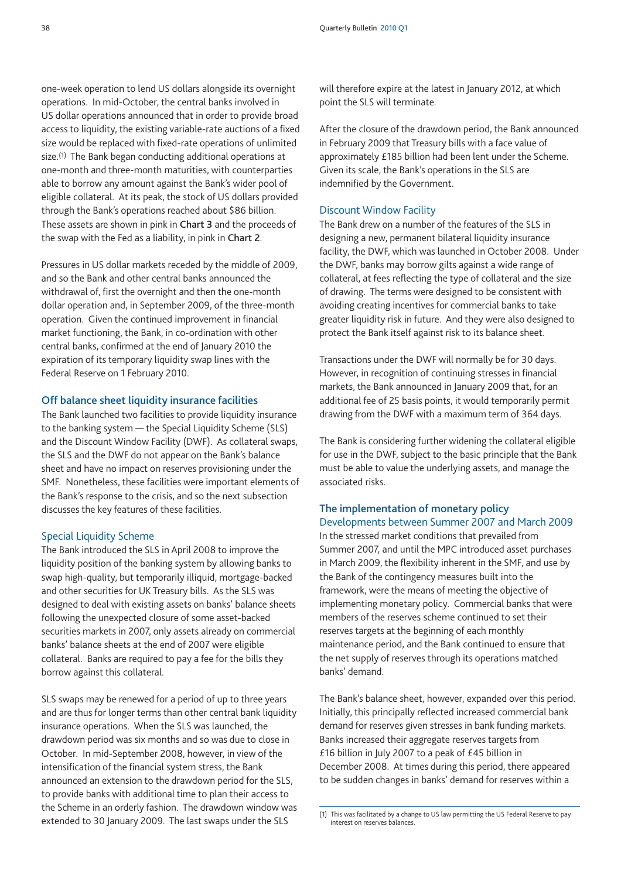one-week operation to lend US dollars alongside its overnight operations. In mid-October, the central banks involved in US dollar operations announced that in order to provide broad access to liquidity, the existing variable-rate auctions of a fixed size would be replaced with fixed-rate operations of unlimited size.[1] The Bank began conducting additional operations at one-month and three-month maturities, with counterparties able to borrow any amount against the Bank's wider pool of eligible collateral. At its peak, the stock of US dollars provided through the Bank's operations reached about $86 billion. These assets are shown in pink in **Chart 3** and the proceeds of the swap with the Fed as a liability, in pink in **Chart 2**.

Pressures in US dollar markets receded by the middle of 2009, and so the Bank and other central banks announced the withdrawal of, first the overnight and then the one-month dollar operation and, in September 2009, of the three-month operation. Given the continued improvement in financial market functioning, the Bank, in co-ordination with other central banks, confirmed at the end of January 2010 the expiration of its temporary liquidity swap lines with the Federal Reserve on 1 February 2010.

## Off balance sheet liquidity insurance facilities

The Bank launched two facilities to provide liquidity insurance to the banking system — the Special Liquidity Scheme (SLS) and the Discount Window Facility (DWF). As collateral swaps, the SLS and the DWF do not appear on the Bank's balance sheet and have no impact on reserves provisioning under the SMF. Nonetheless, these facilities were important elements of the Bank's response to the crisis, and so the next subsection discusses the key features of these facilities.

### Special Liquidity Scheme

The Bank introduced the SLS in April 2008 to improve the liquidity position of the banking system by allowing banks to swap high-quality, but temporarily illiquid, mortgage-backed and other securities for UK Treasury bills. As the SLS was designed to deal with existing assets on banks' balance sheets following the unexpected closure of some asset-backed securities markets in 2007, only assets already on commercial banks' balance sheets at the end of 2007 were eligible collateral. Banks are required to pay a fee for the bills they borrow against this collateral.

SLS swaps may be renewed for a period of up to three years and are thus for longer terms than other central bank liquidity insurance operations. When the SLS was launched, the drawdown period was six months and so was due to close in October. In mid-September 2008, however, in view of the intensification of the financial system stress, the Bank announced an extension to the drawdown period for the SLS, to provide banks with additional time to plan their access to the Scheme in an orderly fashion. The drawdown window was extended to 30 January 2009. The last swaps under the SLS will therefore expire at the latest in January 2012, at which point the SLS will terminate.

After the closure of the drawdown period, the Bank announced in February 2009 that Treasury bills with a face value of approximately £185 billion had been lent under the Scheme. Given its scale, the Bank's operations in the SLS are indemnified by the Government.

### Discount Window Facility

The Bank drew on a number of the features of the SLS in designing a new, permanent bilateral liquidity insurance facility, the DWF, which was launched in October 2008. Under the DWF, banks may borrow gilts against a wide range of collateral, at fees reflecting the type of collateral and the size of drawing. The terms were designed to be consistent with avoiding creating incentives for commercial banks to take greater liquidity risk in future. And they were also designed to protect the Bank itself against risk to its balance sheet.

Transactions under the DWF will normally be for 30 days. However, in recognition of continuing stresses in financial markets, the Bank announced in January 2009 that, for an additional fee of 25 basis points, it would temporarily permit drawing from the DWF with a maximum term of 364 days.

The Bank is considering further widening the collateral eligible for use in the DWF, subject to the basic principle that the Bank must be able to value the underlying assets, and manage the associated risks.

## The implementation of monetary policy

### Developments between Summer 2007 and March 2009

In the stressed market conditions that prevailed from Summer 2007, and until the MPC introduced asset purchases in March 2009, the flexibility inherent in the SMF, and use by the Bank of the contingency measures built into the framework, were the means of meeting the objective of implementing monetary policy. Commercial banks that were members of the reserves scheme continued to set their reserves targets at the beginning of each monthly maintenance period, and the Bank continued to ensure that the net supply of reserves through its operations matched banks' demand.

The Bank's balance sheet, however, expanded over this period. Initially, this principally reflected increased commercial bank demand for reserves given stresses in bank funding markets. Banks increased their aggregate reserves targets from £16 billion in July 2007 to a peak of £45 billion in December 2008. At times during this period, there appeared to be sudden changes in banks' demand for reserves within a

(1) This was facilitated by a change to US law permitting the US Federal Reserve to pay interest on reserves balances.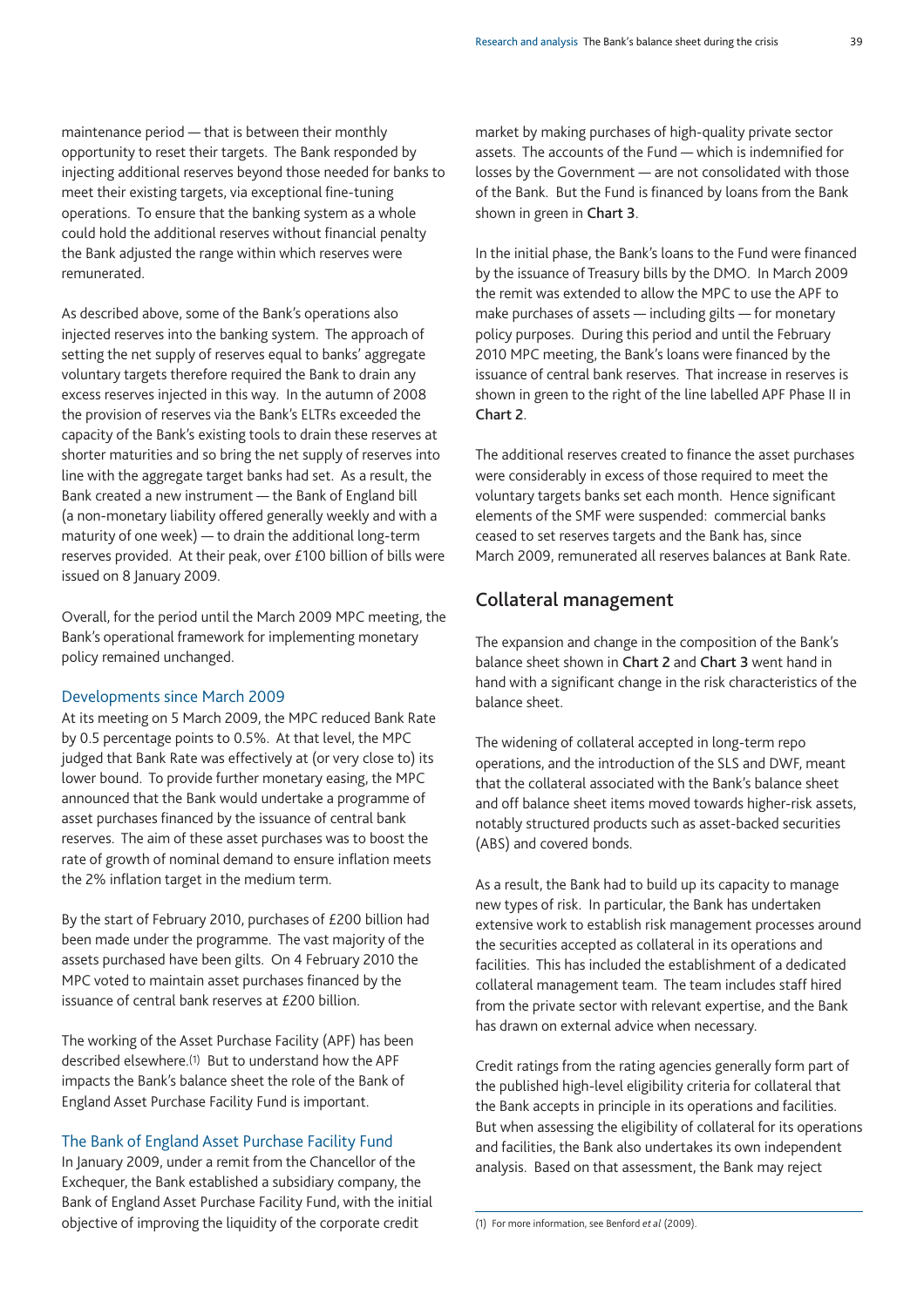maintenance period — that is between their monthly opportunity to reset their targets. The Bank responded by injecting additional reserves beyond those needed for banks to meet their existing targets, via exceptional fine-tuning operations. To ensure that the banking system as a whole could hold the additional reserves without financial penalty the Bank adjusted the range within which reserves were remunerated.

As described above, some of the Bank's operations also injected reserves into the banking system. The approach of setting the net supply of reserves equal to banks' aggregate voluntary targets therefore required the Bank to drain any excess reserves injected in this way. In the autumn of 2008 the provision of reserves via the Bank's ELTRs exceeded the capacity of the Bank's existing tools to drain these reserves at shorter maturities and so bring the net supply of reserves into line with the aggregate target banks had set. As a result, the Bank created a new instrument — the Bank of England bill (a non-monetary liability offered generally weekly and with a maturity of one week) — to drain the additional long-term reserves provided. At their peak, over £100 billion of bills were issued on 8 January 2009.

Overall, for the period until the March 2009 MPC meeting, the Bank's operational framework for implementing monetary policy remained unchanged.

### Developments since March 2009

At its meeting on 5 March 2009, the MPC reduced Bank Rate by 0.5 percentage points to 0.5%. At that level, the MPC judged that Bank Rate was effectively at (or very close to) its lower bound. To provide further monetary easing, the MPC announced that the Bank would undertake a programme of asset purchases financed by the issuance of central bank reserves. The aim of these asset purchases was to boost the rate of growth of nominal demand to ensure inflation meets the 2% inflation target in the medium term.

By the start of February 2010, purchases of £200 billion had been made under the programme. The vast majority of the assets purchased have been gilts. On 4 February 2010 the MPC voted to maintain asset purchases financed by the issuance of central bank reserves at £200 billion.

The working of the Asset Purchase Facility (APF) has been described elsewhere.[1] But to understand how the APF impacts the Bank's balance sheet the role of the Bank of England Asset Purchase Facility Fund is important.

### The Bank of England Asset Purchase Facility Fund

In January 2009, under a remit from the Chancellor of the Exchequer, the Bank established a subsidiary company, the Bank of England Asset Purchase Facility Fund, with the initial objective of improving the liquidity of the corporate credit market by making purchases of high-quality private sector assets. The accounts of the Fund — which is indemnified for losses by the Government — are not consolidated with those of the Bank. But the Fund is financed by loans from the Bank shown in green in **Chart 3**.

In the initial phase, the Bank's loans to the Fund were financed by the issuance of Treasury bills by the DMO. In March 2009 the remit was extended to allow the MPC to use the APF to make purchases of assets — including gilts — for monetary policy purposes. During this period and until the February 2010 MPC meeting, the Bank's loans were financed by the issuance of central bank reserves. That increase in reserves is shown in green to the right of the line labelled APF Phase II in **Chart 2**.

The additional reserves created to finance the asset purchases were considerably in excess of those required to meet the voluntary targets banks set each month. Hence significant elements of the SMF were suspended: commercial banks ceased to set reserves targets and the Bank has, since March 2009, remunerated all reserves balances at Bank Rate.

## Collateral management

The expansion and change in the composition of the Bank's balance sheet shown in **Chart 2** and **Chart 3** went hand in hand with a significant change in the risk characteristics of the balance sheet.

The widening of collateral accepted in long-term repo operations, and the introduction of the SLS and DWF, meant that the collateral associated with the Bank's balance sheet and off balance sheet items moved towards higher-risk assets, notably structured products such as asset-backed securities (ABS) and covered bonds.

As a result, the Bank had to build up its capacity to manage new types of risk. In particular, the Bank has undertaken extensive work to establish risk management processes around the securities accepted as collateral in its operations and facilities. This has included the establishment of a dedicated collateral management team. The team includes staff hired from the private sector with relevant expertise, and the Bank has drawn on external advice when necessary.

Credit ratings from the rating agencies generally form part of the published high-level eligibility criteria for collateral that the Bank accepts in principle in its operations and facilities. But when assessing the eligibility of collateral for its operations and facilities, the Bank also undertakes its own independent analysis. Based on that assessment, the Bank may reject

(1) For more information, see Benford *et al* (2009).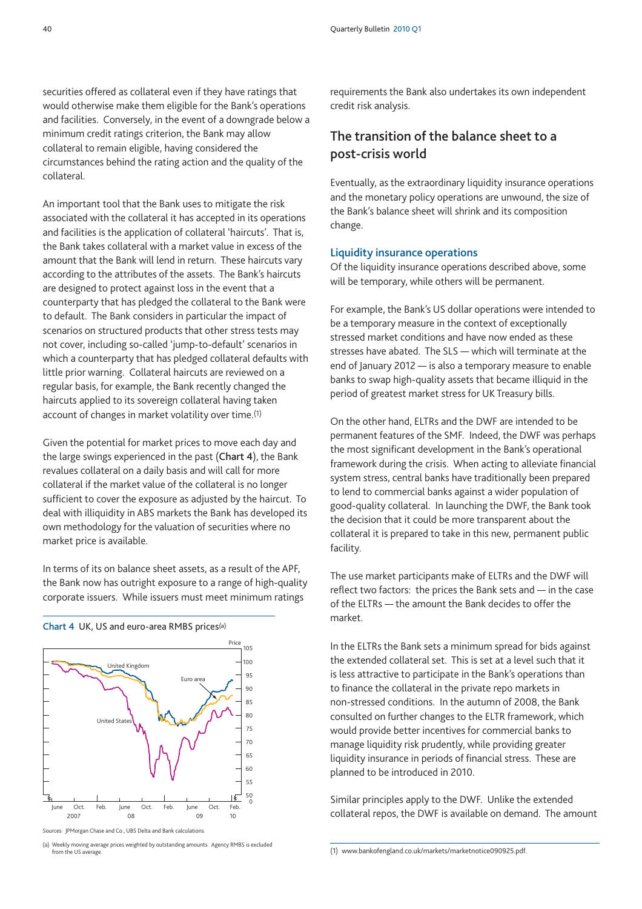securities offered as collateral even if they have ratings that would otherwise make them eligible for the Bank's operations and facilities. Conversely, in the event of a downgrade below a minimum credit ratings criterion, the Bank may allow collateral to remain eligible, having considered the circumstances behind the rating action and the quality of the collateral.

An important tool that the Bank uses to mitigate the risk associated with the collateral it has accepted in its operations and facilities is the application of collateral 'haircuts'. That is, the Bank takes collateral with a market value in excess of the amount that the Bank will lend in return. These haircuts vary according to the attributes of the assets. The Bank's haircuts are designed to protect against loss in the event that a counterparty that has pledged the collateral to the Bank were to default. The Bank considers in particular the impact of scenarios on structured products that other stress tests may not cover, including so-called 'jump-to-default' scenarios in which a counterparty that has pledged collateral defaults with little prior warning. Collateral haircuts are reviewed on a regular basis, for example, the Bank recently changed the haircuts applied to its sovereign collateral having taken account of changes in market volatility over time.[1]

Given the potential for market prices to move each day and the large swings experienced in the past (**Chart 4**), the Bank revalues collateral on a daily basis and will call for more collateral if the market value of the collateral is no longer sufficient to cover the exposure as adjusted by the haircut. To deal with illiquidity in ABS markets the Bank has developed its own methodology for the valuation of securities where no market price is available.

In terms of its on balance sheet assets, as a result of the APF, the Bank now has outright exposure to a range of high-quality corporate issuers. While issuers must meet minimum ratings requirements the Bank also undertakes its own independent credit risk analysis.

**Chart 4** UK, US and euro-area RMBS prices[(a)]

Sources: JPMorgan Chase and Co., UBS Delta and Bank calculations.

(a) Weekly moving average prices weighted by outstanding amounts. Agency RMBS is excluded from the US average.

## The transition of the balance sheet to a post-crisis world

Eventually, as the extraordinary liquidity insurance operations and the monetary policy operations are unwound, the size of the Bank's balance sheet will shrink and its composition change.

### Liquidity insurance operations

Of the liquidity insurance operations described above, some will be temporary, while others will be permanent.

For example, the Bank's US dollar operations were intended to be a temporary measure in the context of exceptionally stressed market conditions and have now ended as these stresses have abated. The SLS — which will terminate at the end of January 2012 — is also a temporary measure to enable banks to swap high-quality assets that became illiquid in the period of greatest market stress for UK Treasury bills.

On the other hand, ELTRs and the DWF are intended to be permanent features of the SMF. Indeed, the DWF was perhaps the most significant development in the Bank's operational framework during the crisis. When acting to alleviate financial system stress, central banks have traditionally been prepared to lend to commercial banks against a wider population of good-quality collateral. In launching the DWF, the Bank took the decision that it could be more transparent about the collateral it is prepared to take in this new, permanent public facility.

The use market participants make of ELTRs and the DWF will reflect two factors: the prices the Bank sets and — in the case of the ELTRs — the amount the Bank decides to offer the market.

In the ELTRs the Bank sets a minimum spread for bids against the extended collateral set. This is set at a level such that it is less attractive to participate in the Bank's operations than to finance the collateral in the private repo markets in non-stressed conditions. In the autumn of 2008, the Bank consulted on further changes to the ELTR framework, which would provide better incentives for commercial banks to manage liquidity risk prudently, while providing greater liquidity insurance in periods of financial stress. These are planned to be introduced in 2010.

Similar principles apply to the DWF. Unlike the extended collateral repos, the DWF is available on demand. The amount

(1) www.bankofengland.co.uk/markets/marketnotice090925.pdf.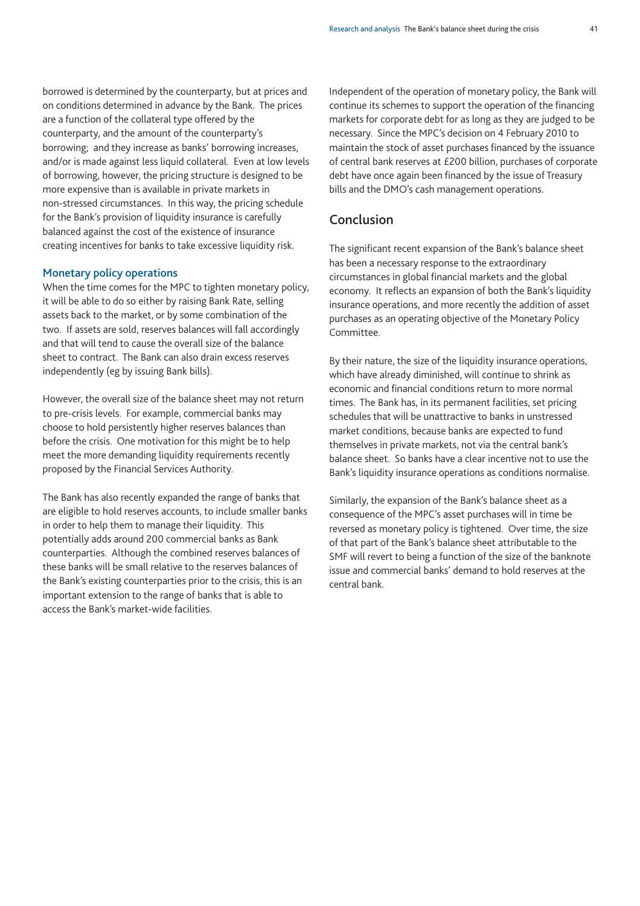borrowed is determined by the counterparty, but at prices and on conditions determined in advance by the Bank. The prices are a function of the collateral type offered by the counterparty, and the amount of the counterparty's borrowing; and they increase as banks' borrowing increases, and/or is made against less liquid collateral. Even at low levels of borrowing, however, the pricing structure is designed to be more expensive than is available in private markets in non-stressed circumstances. In this way, the pricing schedule for the Bank's provision of liquidity insurance is carefully balanced against the cost of the existence of insurance creating incentives for banks to take excessive liquidity risk.

### Monetary policy operations

When the time comes for the MPC to tighten monetary policy, it will be able to do so either by raising Bank Rate, selling assets back to the market, or by some combination of the two. If assets are sold, reserves balances will fall accordingly and that will tend to cause the overall size of the balance sheet to contract. The Bank can also drain excess reserves independently (eg by issuing Bank bills).

However, the overall size of the balance sheet may not return to pre-crisis levels. For example, commercial banks may choose to hold persistently higher reserves balances than before the crisis. One motivation for this might be to help meet the more demanding liquidity requirements recently proposed by the Financial Services Authority.

The Bank has also recently expanded the range of banks that are eligible to hold reserves accounts, to include smaller banks in order to help them to manage their liquidity. This potentially adds around 200 commercial banks as Bank counterparties. Although the combined reserves balances of these banks will be small relative to the reserves balances of the Bank's existing counterparties prior to the crisis, this is an important extension to the range of banks that is able to access the Bank's market-wide facilities.

Independent of the operation of monetary policy, the Bank will continue its schemes to support the operation of the financing markets for corporate debt for as long as they are judged to be necessary. Since the MPC's decision on 4 February 2010 to maintain the stock of asset purchases financed by the issuance of central bank reserves at £200 billion, purchases of corporate debt have once again been financed by the issue of Treasury bills and the DMO's cash management operations.

## Conclusion

The significant recent expansion of the Bank's balance sheet has been a necessary response to the extraordinary circumstances in global financial markets and the global economy. It reflects an expansion of both the Bank's liquidity insurance operations, and more recently the addition of asset purchases as an operating objective of the Monetary Policy Committee.

By their nature, the size of the liquidity insurance operations, which have already diminished, will continue to shrink as economic and financial conditions return to more normal times. The Bank has, in its permanent facilities, set pricing schedules that will be unattractive to banks in unstressed market conditions, because banks are expected to fund themselves in private markets, not via the central bank's balance sheet. So banks have a clear incentive not to use the Bank's liquidity insurance operations as conditions normalise.

Similarly, the expansion of the Bank's balance sheet as a consequence of the MPC's asset purchases will in time be reversed as monetary policy is tightened. Over time, the size of that part of the Bank's balance sheet attributable to the SMF will revert to being a function of the size of the banknote issue and commercial banks' demand to hold reserves at the central bank.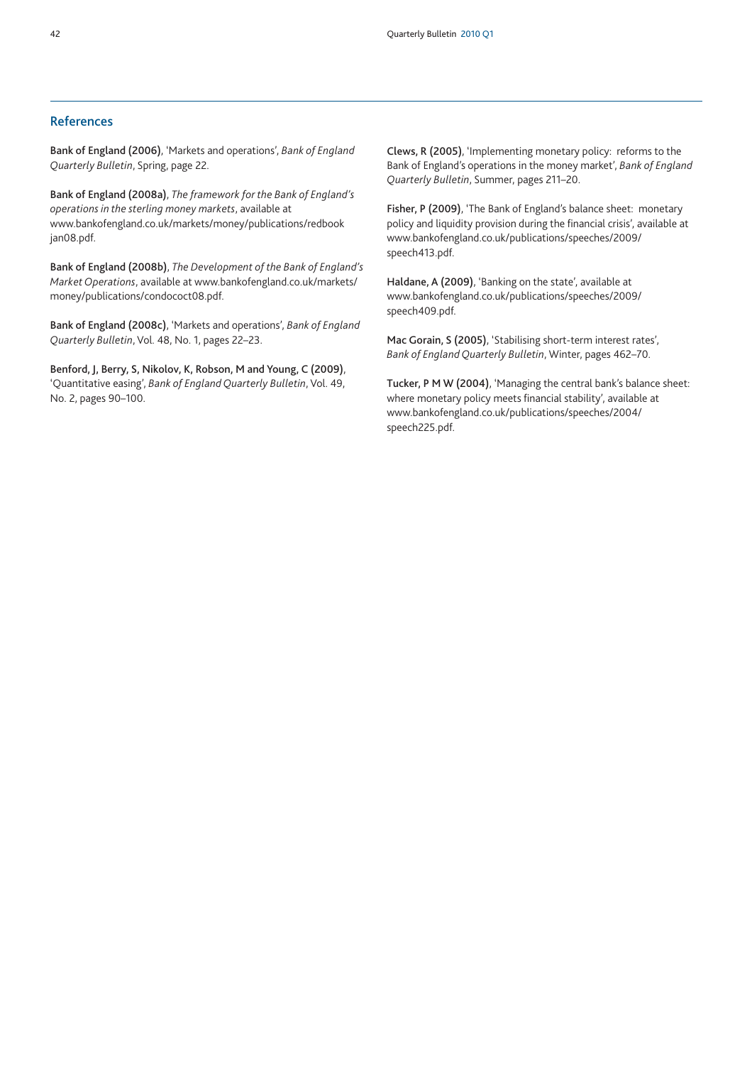## References

**Bank of England (2006)**, 'Markets and operations', *Bank of England Quarterly Bulletin*, Spring, page 22.

**Bank of England (2008a)**, *The framework for the Bank of England's operations in the sterling money markets*, available at www.bankofengland.co.uk/markets/money/publications/redbook jan08.pdf.

**Bank of England (2008b)**, *The Development of the Bank of England's Market Operations*, available at www.bankofengland.co.uk/markets/money/publications/condococt08.pdf.

**Bank of England (2008c)**, 'Markets and operations', *Bank of England Quarterly Bulletin*, Vol. 48, No. 1, pages 22–23.

**Benford, J, Berry, S, Nikolov, K, Robson, M and Young, C (2009)**, 'Quantitative easing', *Bank of England Quarterly Bulletin*, Vol. 49, No. 2, pages 90–100.

**Clews, R (2005)**, 'Implementing monetary policy: reforms to the Bank of England's operations in the money market', *Bank of England Quarterly Bulletin*, Summer, pages 211–20.

**Fisher, P (2009)**, 'The Bank of England's balance sheet: monetary policy and liquidity provision during the financial crisis', available at www.bankofengland.co.uk/publications/speeches/2009/speech413.pdf.

**Haldane, A (2009)**, 'Banking on the state', available at www.bankofengland.co.uk/publications/speeches/2009/speech409.pdf.

**Mac Gorain, S (2005)**, 'Stabilising short-term interest rates', *Bank of England Quarterly Bulletin*, Winter, pages 462–70.

**Tucker, P M W (2004)**, 'Managing the central bank's balance sheet: where monetary policy meets financial stability', available at www.bankofengland.co.uk/publications/speeches/2004/speech225.pdf.